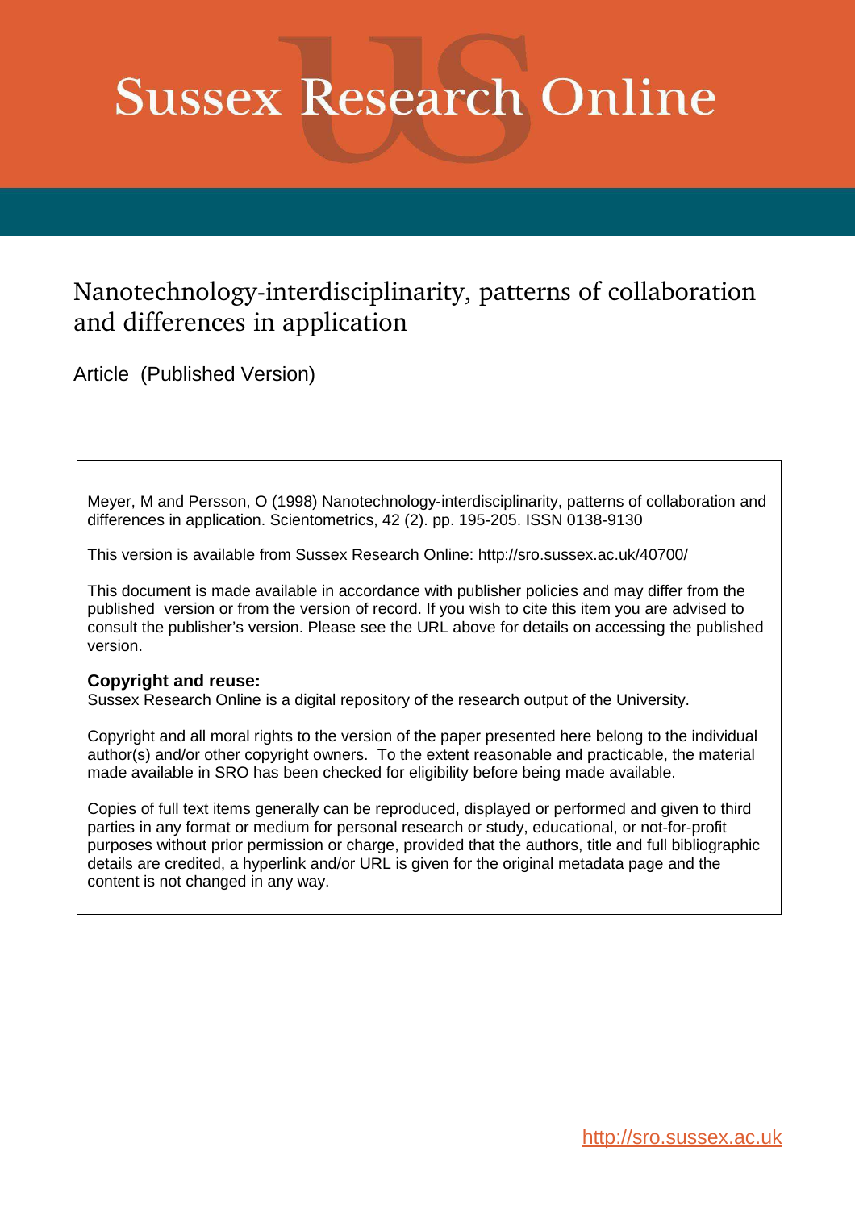# Sussex Research Online

## Nanotechnology-interdisciplinarity, patterns of collaboration and differences in application

Article (Published Version)

Meyer, M and Persson, O (1998) Nanotechnology-interdisciplinarity, patterns of collaboration and differences in application. Scientometrics, 42 (2). pp. 195-205. ISSN 0138-9130

This version is available from Sussex Research Online: http://sro.sussex.ac.uk/40700/

This document is made available in accordance with publisher policies and may differ from the published version or from the version of record. If you wish to cite this item you are advised to consult the publisher's version. Please see the URL above for details on accessing the published version.

**Copyright and reuse:**
Sussex Research Online is a digital repository of the research output of the University.

Copyright and all moral rights to the version of the paper presented here belong to the individual author(s) and/or other copyright owners. To the extent reasonable and practicable, the material made available in SRO has been checked for eligibility before being made available.

Copies of full text items generally can be reproduced, displayed or performed and given to third parties in any format or medium for personal research or study, educational, or not-for-profit purposes without prior permission or charge, provided that the authors, title and full bibliographic details are credited, a hyperlink and/or URL is given for the original metadata page and the content is not changed in any way.

http://sro.sussex.ac.uk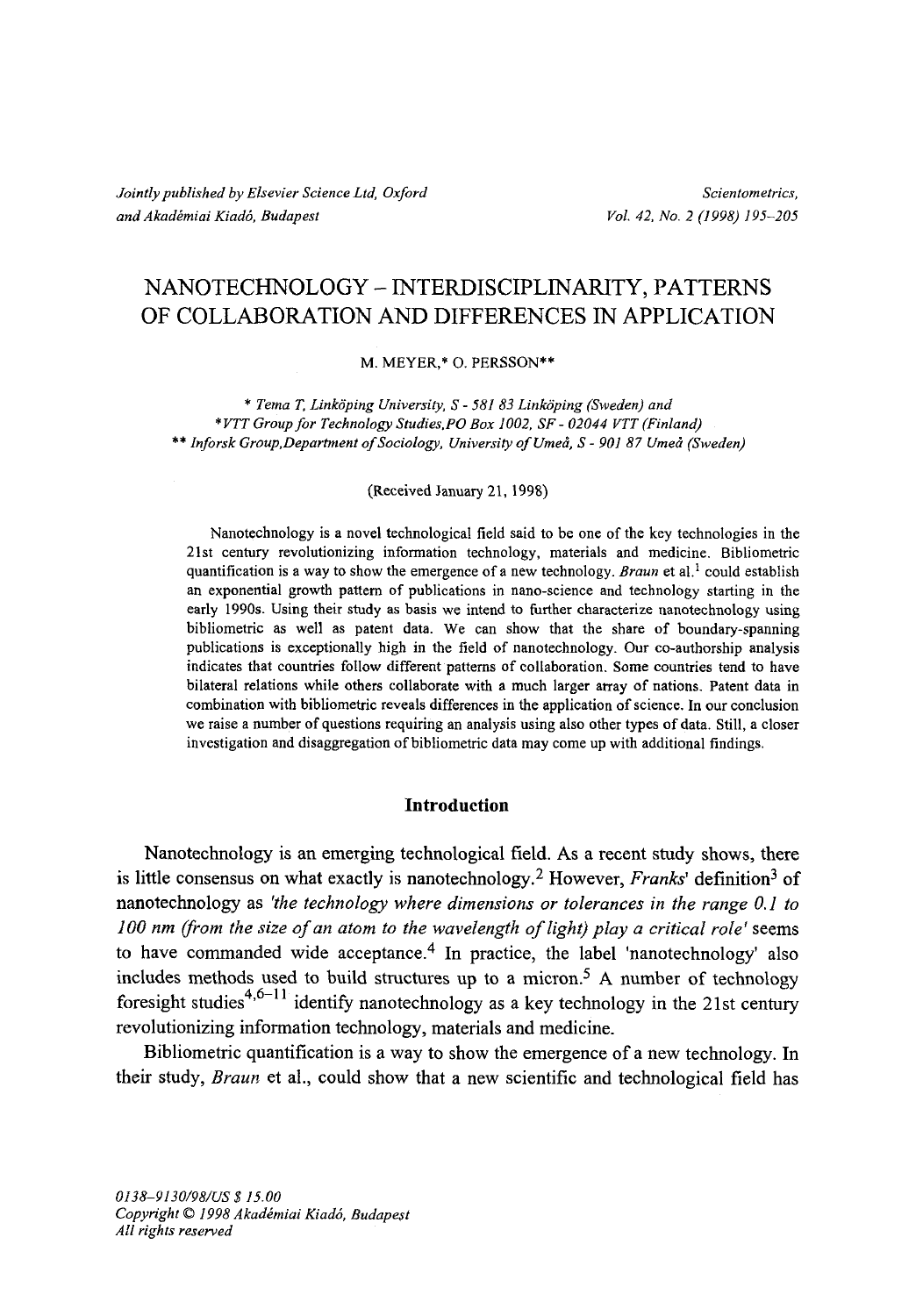# NANOTECHNOLOGY – INTERDISCIPLINARITY, PATTERNS OF COLLABORATION AND DIFFERENCES IN APPLICATION

M. MEYER,* O. PERSSON**

\* *Tema T, Linköping University, S - 581 83 Linköping (Sweden) and*
\**VTT Group for Technology Studies, PO Box 1002, SF - 02044 VTT (Finland)*
\*\* *Inforsk Group, Department of Sociology, University of Umeå, S - 901 87 Umeå (Sweden)*

(Received January 21, 1998)

Nanotechnology is a novel technological field said to be one of the key technologies in the 21st century revolutionizing information technology, materials and medicine. Bibliometric quantification is a way to show the emergence of a new technology. *Braun* et al.[1] could establish an exponential growth pattern of publications in nano-science and technology starting in the early 1990s. Using their study as basis we intend to further characterize nanotechnology using bibliometric as well as patent data. We can show that the share of boundary-spanning publications is exceptionally high in the field of nanotechnology. Our co-authorship analysis indicates that countries follow different patterns of collaboration. Some countries tend to have bilateral relations while others collaborate with a much larger array of nations. Patent data in combination with bibliometric reveals differences in the application of science. In our conclusion we raise a number of questions requiring an analysis using also other types of data. Still, a closer investigation and disaggregation of bibliometric data may come up with additional findings.

## Introduction

Nanotechnology is an emerging technological field. As a recent study shows, there is little consensus on what exactly is nanotechnology.[2] However, *Franks'* definition[3] of nanotechnology as *'the technology where dimensions or tolerances in the range 0.1 to 100 nm (from the size of an atom to the wavelength of light) play a critical role'* seems to have commanded wide acceptance.[4] In practice, the label 'nanotechnology' also includes methods used to build structures up to a micron.[5] A number of technology foresight studies[4,6–11] identify nanotechnology as a key technology in the 21st century revolutionizing information technology, materials and medicine.

Bibliometric quantification is a way to show the emergence of a new technology. In their study, *Braun* et al., could show that a new scientific and technological field has

0138–9130/98/US $ 15.00
Copyright © 1998 Akadémiai Kiadó, Budapest
All rights reserved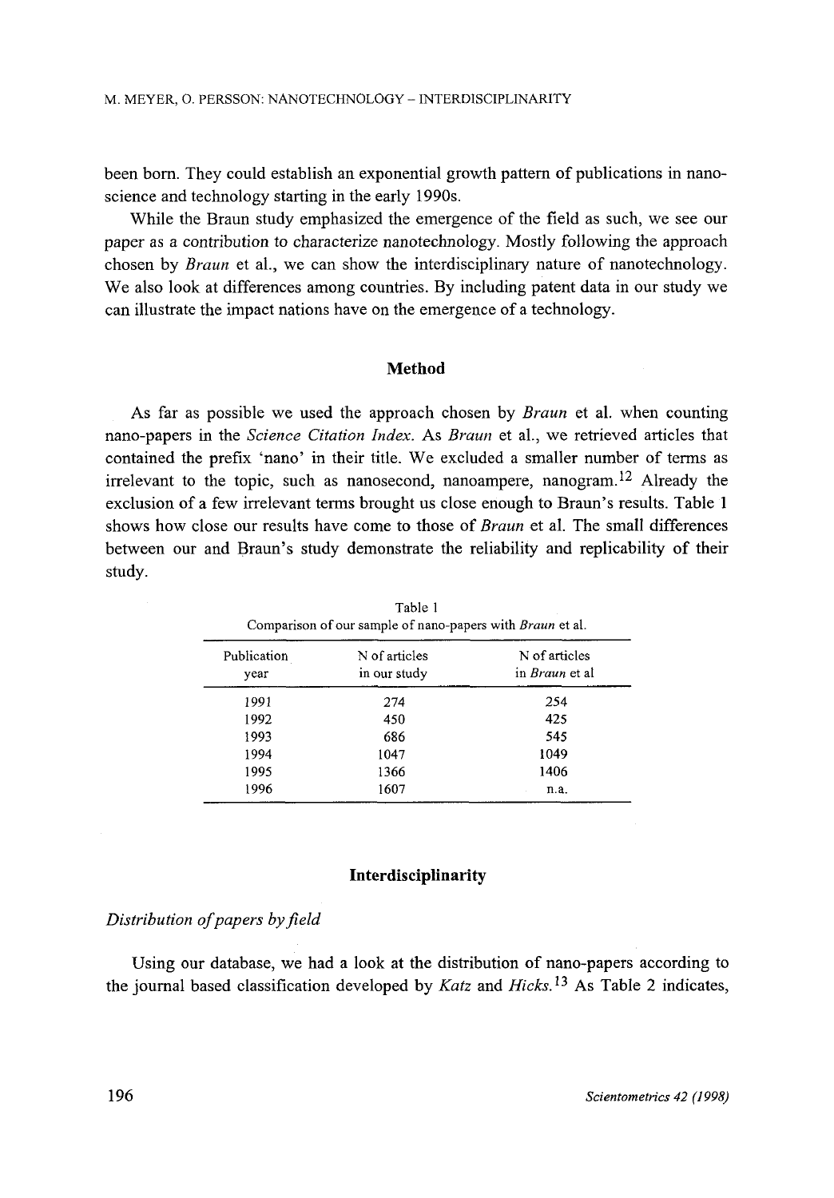been born. They could establish an exponential growth pattern of publications in nanoscience and technology starting in the early 1990s.

While the Braun study emphasized the emergence of the field as such, we see our paper as a contribution to characterize nanotechnology. Mostly following the approach chosen by *Braun* et al., we can show the interdisciplinary nature of nanotechnology. We also look at differences among countries. By including patent data in our study we can illustrate the impact nations have on the emergence of a technology.

## Method

As far as possible we used the approach chosen by *Braun* et al. when counting nano-papers in the *Science Citation Index.* As *Braun* et al., we retrieved articles that contained the prefix 'nano' in their title. We excluded a smaller number of terms as irrelevant to the topic, such as nanosecond, nanoampere, nanogram.[12] Already the exclusion of a few irrelevant terms brought us close enough to Braun's results. Table 1 shows how close our results have come to those of *Braun* et al. The small differences between our and Braun's study demonstrate the reliability and replicability of their study.

Table 1
Comparison of our sample of nano-papers with *Braun* et al.

| Publication year | N of articles in our study | N of articles in *Braun* et al |
|---|---|---|
| 1991 | 274 | 254 |
| 1992 | 450 | 425 |
| 1993 | 686 | 545 |
| 1994 | 1047 | 1049 |
| 1995 | 1366 | 1406 |
| 1996 | 1607 | n.a. |

## Interdisciplinarity

### *Distribution of papers by field*

Using our database, we had a look at the distribution of nano-papers according to the journal based classification developed by *Katz* and *Hicks.*[13] As Table 2 indicates,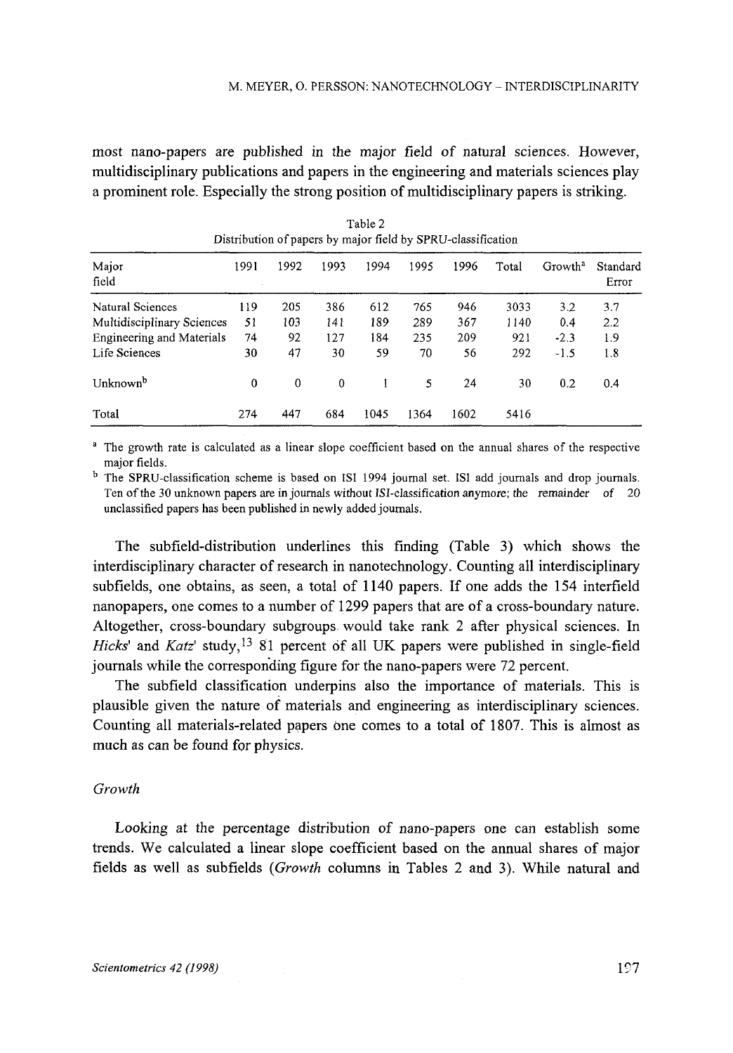most nano-papers are published in the major field of natural sciences. However, multidisciplinary publications and papers in the engineering and materials sciences play a prominent role. Especially the strong position of multidisciplinary papers is striking.

Table 2
Distribution of papers by major field by SPRU-classification

| Major field | 1991 | 1992 | 1993 | 1994 | 1995 | 1996 | Total | Growth[a] | Standard Error |
|---|---|---|---|---|---|---|---|---|---|
| Natural Sciences | 119 | 205 | 386 | 612 | 765 | 946 | 3033 | 3.2 | 3.7 |
| Multidisciplinary Sciences | 51 | 103 | 141 | 189 | 289 | 367 | 1140 | 0.4 | 2.2 |
| Engineering and Materials | 74 | 92 | 127 | 184 | 235 | 209 | 921 | -2.3 | 1.9 |
| Life Sciences | 30 | 47 | 30 | 59 | 70 | 56 | 292 | -1.5 | 1.8 |
| Unknown[b] | 0 | 0 | 0 | 1 | 5 | 24 | 30 | 0.2 | 0.4 |
| Total | 274 | 447 | 684 | 1045 | 1364 | 1602 | 5416 | | |

[a] The growth rate is calculated as a linear slope coefficient based on the annual shares of the respective major fields.

[b] The SPRU-classification scheme is based on ISI 1994 journal set. ISI add journals and drop journals. Ten of the 30 unknown papers are in journals without ISI-classification anymore; the remainder of 20 unclassified papers has been published in newly added journals.

The subfield-distribution underlines this finding (Table 3) which shows the interdisciplinary character of research in nanotechnology. Counting all interdisciplinary subfields, one obtains, as seen, a total of 1140 papers. If one adds the 154 interfield nanopapers, one comes to a number of 1299 papers that are of a cross-boundary nature. Altogether, cross-boundary subgroups would take rank 2 after physical sciences. In *Hicks*' and *Katz*' study,[13] 81 percent of all UK papers were published in single-field journals while the corresponding figure for the nano-papers were 72 percent.

The subfield classification underpins also the importance of materials. This is plausible given the nature of materials and engineering as interdisciplinary sciences. Counting all materials-related papers one comes to a total of 1807. This is almost as much as can be found for physics.

### *Growth*

Looking at the percentage distribution of nano-papers one can establish some trends. We calculated a linear slope coefficient based on the annual shares of major fields as well as subfields (*Growth* columns in Tables 2 and 3). While natural and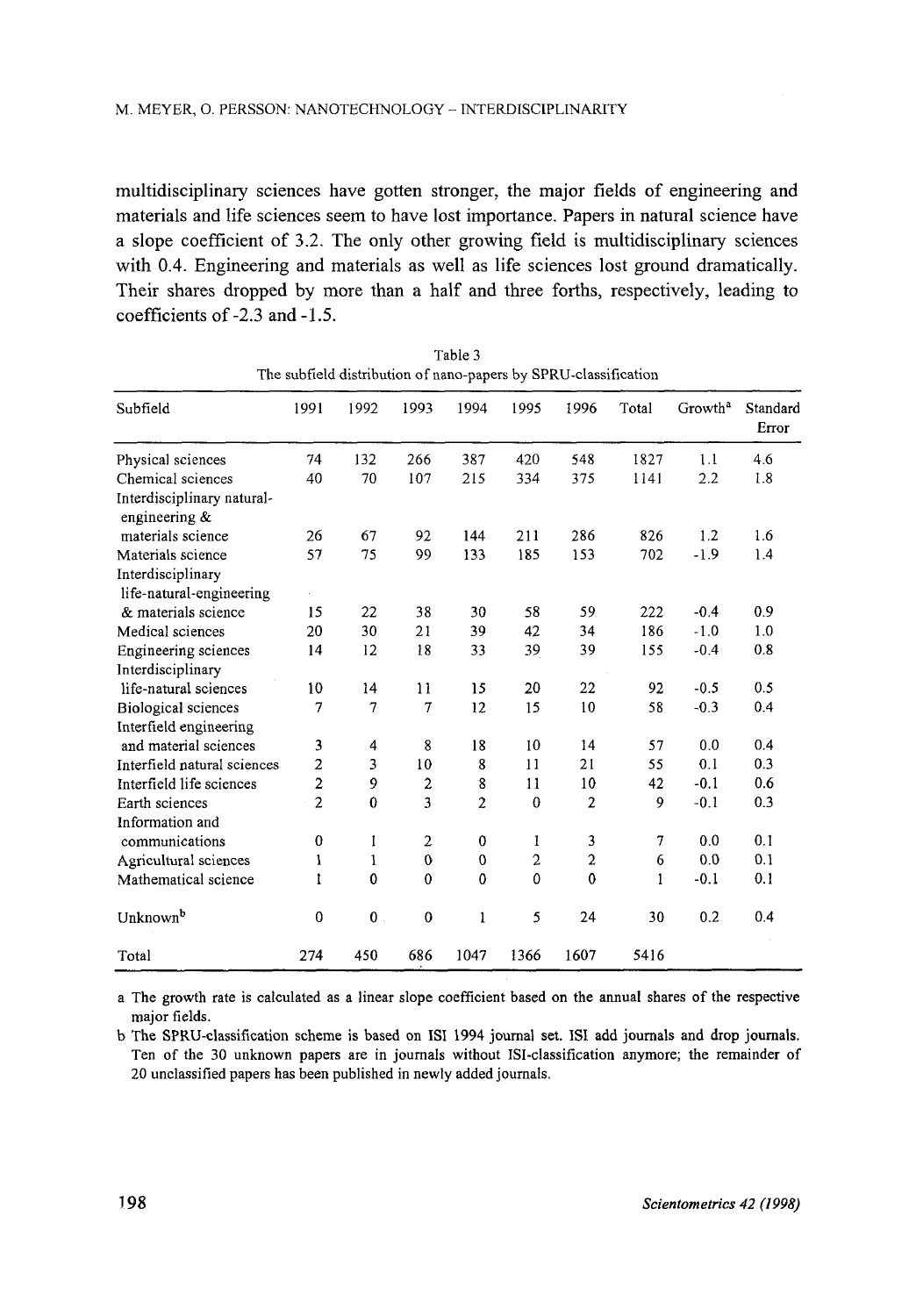multidisciplinary sciences have gotten stronger, the major fields of engineering and materials and life sciences seem to have lost importance. Papers in natural science have a slope coefficient of 3.2. The only other growing field is multidisciplinary sciences with 0.4. Engineering and materials as well as life sciences lost ground dramatically. Their shares dropped by more than a half and three forths, respectively, leading to coefficients of -2.3 and -1.5.

Table 3
The subfield distribution of nano-papers by SPRU-classification

| Subfield | 1991 | 1992 | 1993 | 1994 | 1995 | 1996 | Total | Growth[a] | Standard Error |
|---|---|---|---|---|---|---|---|---|---|
| Physical sciences | 74 | 132 | 266 | 387 | 420 | 548 | 1827 | 1.1 | 4.6 |
| Chemical sciences | 40 | 70 | 107 | 215 | 334 | 375 | 1141 | 2.2 | 1.8 |
| Interdisciplinary natural-engineering & materials science | 26 | 67 | 92 | 144 | 211 | 286 | 826 | 1.2 | 1.6 |
| Materials science | 57 | 75 | 99 | 133 | 185 | 153 | 702 | -1.9 | 1.4 |
| Interdisciplinary life-natural-engineering & materials science | 15 | 22 | 38 | 30 | 58 | 59 | 222 | -0.4 | 0.9 |
| Medical sciences | 20 | 30 | 21 | 39 | 42 | 34 | 186 | -1.0 | 1.0 |
| Engineering sciences | 14 | 12 | 18 | 33 | 39 | 39 | 155 | -0.4 | 0.8 |
| Interdisciplinary life-natural sciences | 10 | 14 | 11 | 15 | 20 | 22 | 92 | -0.5 | 0.5 |
| Biological sciences | 7 | 7 | 7 | 12 | 15 | 10 | 58 | -0.3 | 0.4 |
| Interfield engineering and material sciences | 3 | 4 | 8 | 18 | 10 | 14 | 57 | 0.0 | 0.4 |
| Interfield natural sciences | 2 | 3 | 10 | 8 | 11 | 21 | 55 | 0.1 | 0.3 |
| Interfield life sciences | 2 | 9 | 2 | 8 | 11 | 10 | 42 | -0.1 | 0.6 |
| Earth sciences | 2 | 0 | 3 | 2 | 0 | 2 | 9 | -0.1 | 0.3 |
| Information and communications | 0 | 1 | 2 | 0 | 1 | 3 | 7 | 0.0 | 0.1 |
| Agricultural sciences | 1 | 1 | 0 | 0 | 2 | 2 | 6 | 0.0 | 0.1 |
| Mathematical science | 1 | 0 | 0 | 0 | 0 | 0 | 1 | -0.1 | 0.1 |
| Unknown[b] | 0 | 0 | 0 | 1 | 5 | 24 | 30 | 0.2 | 0.4 |
| Total | 274 | 450 | 686 | 1047 | 1366 | 1607 | 5416 | | |

a The growth rate is calculated as a linear slope coefficient based on the annual shares of the respective major fields.

b The SPRU-classification scheme is based on ISI 1994 journal set. ISI add journals and drop journals. Ten of the 30 unknown papers are in journals without ISI-classification anymore; the remainder of 20 unclassified papers has been published in newly added journals.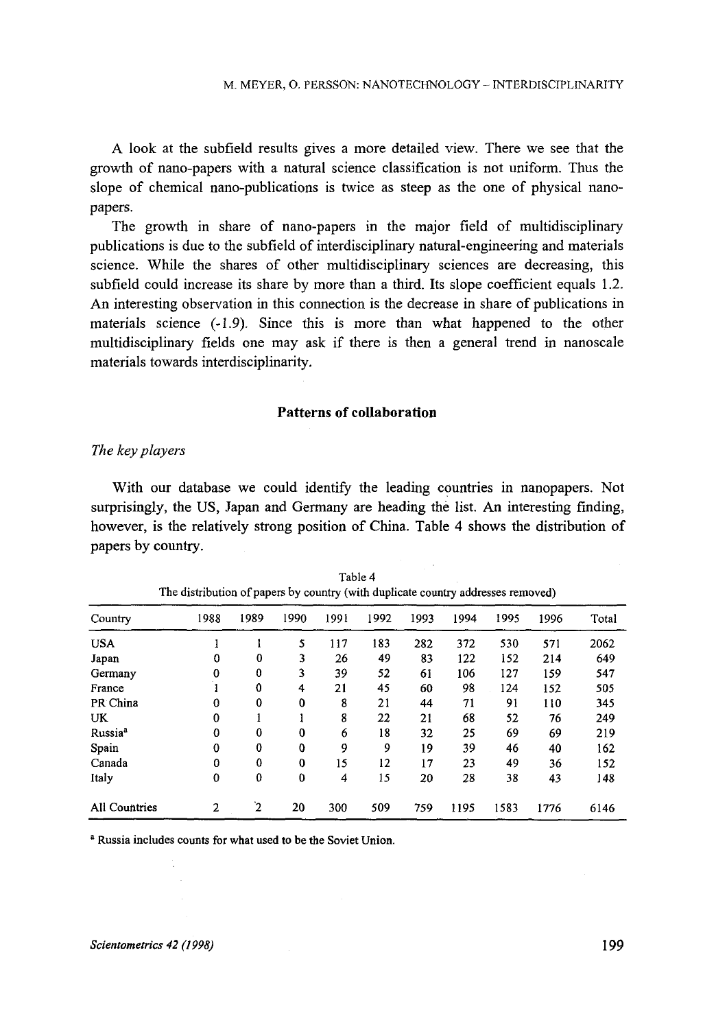A look at the subfield results gives a more detailed view. There we see that the growth of nano-papers with a natural science classification is not uniform. Thus the slope of chemical nano-publications is twice as steep as the one of physical nano-papers.

The growth in share of nano-papers in the major field of multidisciplinary publications is due to the subfield of interdisciplinary natural-engineering and materials science. While the shares of other multidisciplinary sciences are decreasing, this subfield could increase its share by more than a third. Its slope coefficient equals 1.2. An interesting observation in this connection is the decrease in share of publications in materials science (-1.9). Since this is more than what happened to the other multidisciplinary fields one may ask if there is then a general trend in nanoscale materials towards interdisciplinarity.

## Patterns of collaboration

### *The key players*

With our database we could identify the leading countries in nanopapers. Not surprisingly, the US, Japan and Germany are heading the list. An interesting finding, however, is the relatively strong position of China. Table 4 shows the distribution of papers by country.

Table 4
The distribution of papers by country (with duplicate country addresses removed)

| Country | 1988 | 1989 | 1990 | 1991 | 1992 | 1993 | 1994 | 1995 | 1996 | Total |
|---|---|---|---|---|---|---|---|---|---|---|
| USA | 1 | 1 | 5 | 117 | 183 | 282 | 372 | 530 | 571 | 2062 |
| Japan | 0 | 0 | 3 | 26 | 49 | 83 | 122 | 152 | 214 | 649 |
| Germany | 0 | 0 | 3 | 39 | 52 | 61 | 106 | 127 | 159 | 547 |
| France | 1 | 0 | 4 | 21 | 45 | 60 | 98 | 124 | 152 | 505 |
| PR China | 0 | 0 | 0 | 8 | 21 | 44 | 71 | 91 | 110 | 345 |
| UK | 0 | 1 | 1 | 8 | 22 | 21 | 68 | 52 | 76 | 249 |
| Russia[a] | 0 | 0 | 0 | 6 | 18 | 32 | 25 | 69 | 69 | 219 |
| Spain | 0 | 0 | 0 | 9 | 9 | 19 | 39 | 46 | 40 | 162 |
| Canada | 0 | 0 | 0 | 15 | 12 | 17 | 23 | 49 | 36 | 152 |
| Italy | 0 | 0 | 0 | 4 | 15 | 20 | 28 | 38 | 43 | 148 |
| All Countries | 2 | 2 | 20 | 300 | 509 | 759 | 1195 | 1583 | 1776 | 6146 |

[a] Russia includes counts for what used to be the Soviet Union.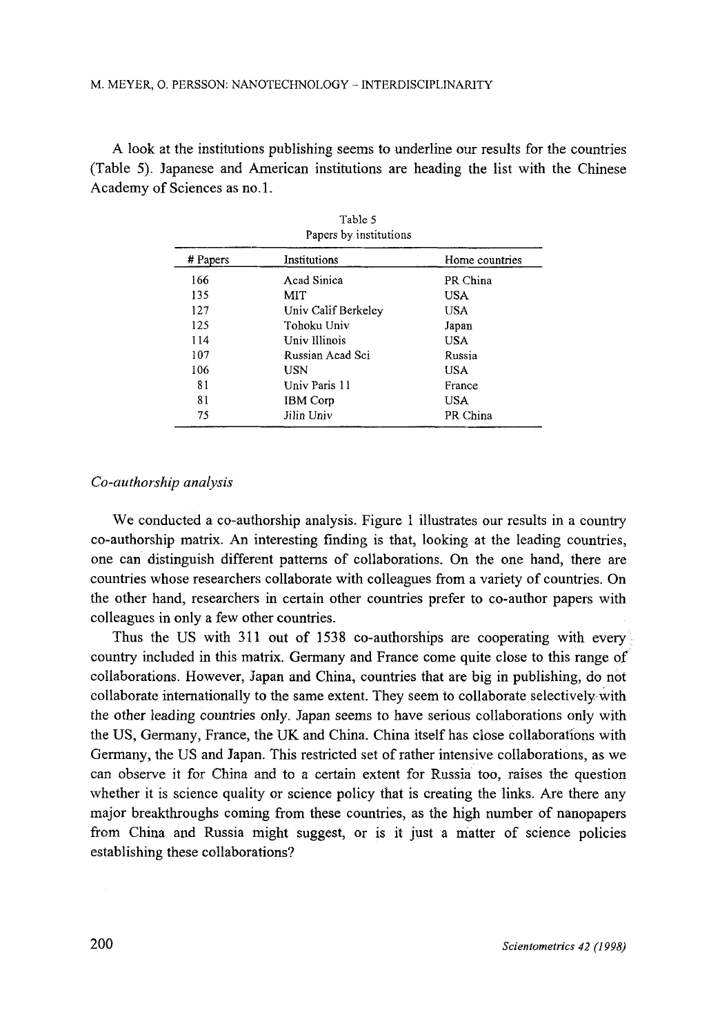A look at the institutions publishing seems to underline our results for the countries (Table 5). Japanese and American institutions are heading the list with the Chinese Academy of Sciences as no.1.

Table 5
Papers by institutions

| # Papers | Institutions | Home countries |
|---|---|---|
| 166 | Acad Sinica | PR China |
| 135 | MIT | USA |
| 127 | Univ Calif Berkeley | USA |
| 125 | Tohoku Univ | Japan |
| 114 | Univ Illinois | USA |
| 107 | Russian Acad Sci | Russia |
| 106 | USN | USA |
| 81 | Univ Paris 11 | France |
| 81 | IBM Corp | USA |
| 75 | Jilin Univ | PR China |

*Co-authorship analysis*

We conducted a co-authorship analysis. Figure 1 illustrates our results in a country co-authorship matrix. An interesting finding is that, looking at the leading countries, one can distinguish different patterns of collaborations. On the one hand, there are countries whose researchers collaborate with colleagues from a variety of countries. On the other hand, researchers in certain other countries prefer to co-author papers with colleagues in only a few other countries.

Thus the US with 311 out of 1538 co-authorships are cooperating with every country included in this matrix. Germany and France come quite close to this range of collaborations. However, Japan and China, countries that are big in publishing, do not collaborate internationally to the same extent. They seem to collaborate selectively with the other leading countries only. Japan seems to have serious collaborations only with the US, Germany, France, the UK and China. China itself has close collaborations with Germany, the US and Japan. This restricted set of rather intensive collaborations, as we can observe it for China and to a certain extent for Russia too, raises the question whether it is science quality or science policy that is creating the links. Are there any major breakthroughs coming from these countries, as the high number of nanopapers from China and Russia might suggest, or is it just a matter of science policies establishing these collaborations?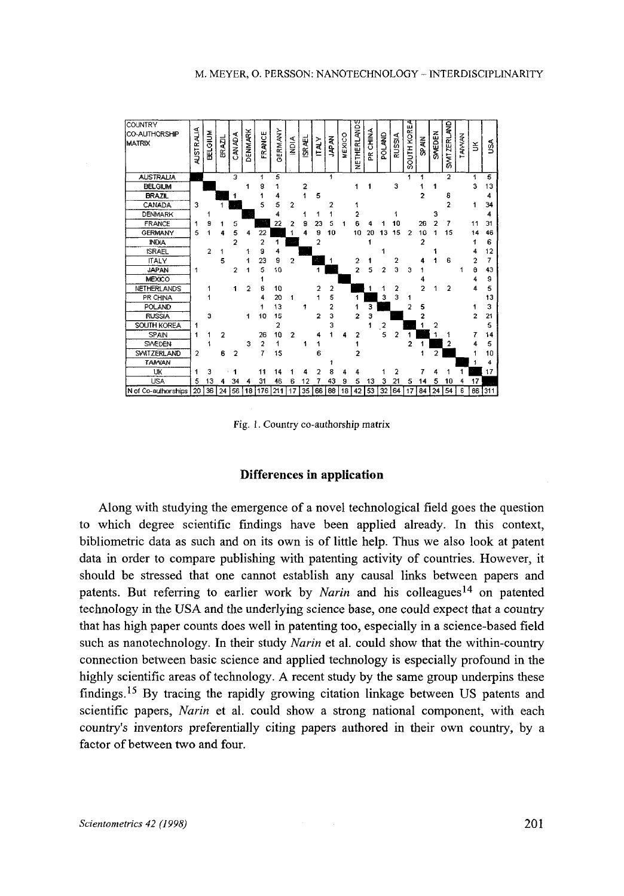| COUNTRY CO-AUTHORSHIP MATRIX | AUSTRALIA | BELGIUM | BRAZIL | CANADA | DENMARK | FRANCE | GERMANY | INDIA | ISRAEL | ITALY | JAPAN | MEXICO | NETHERLANDS | PR CHINA | POLAND | RUSSIA | SOUTH KOREA | SPAIN | SWEDEN | SWITZERLAND | TAIWAN | UK | USA |
|---|---|---|---|---|---|---|---|---|---|---|---|---|---|---|---|---|---|---|---|---|---|---|---|
| AUSTRALIA | | | | 3 | | 1 | 5 | | | | 1 | | | | | | 1 | 1 | | 2 | | 1 | 5 |
| BELGIUM | | | | | 1 | 9 | 1 | | 2 | | | | 1 | 1 | | 3 | | 1 | 1 | | | 3 | 13 |
| BRAZIL | | | | 1 | | 1 | 4 | | 1 | 5 | | | | | | | | 2 | | 6 | | | 4 |
| CANADA | 3 | | 1 | | | 5 | 5 | 2 | | | 2 | | 1 | | | | | | | 2 | | 1 | 34 |
| DENMARK | | 1 | | | | | 4 | | 1 | 1 | 1 | | 2 | | | 1 | | | 3 | | | | 4 |
| FRANCE | 1 | 9 | 1 | 5 | | | 22 | 2 | 9 | 23 | 5 | 1 | 6 | 4 | 1 | 10 | | 26 | 2 | 7 | | 11 | 31 |
| GERMANY | 5 | 1 | 4 | 5 | 4 | 22 | | 1 | 4 | 9 | 10 | | 10 | 20 | 13 | 15 | 2 | 10 | 1 | 15 | | 14 | 46 |
| INDIA | | | | 2 | | 2 | 1 | | | 2 | | | | 1 | | | | 2 | | | | 1 | 6 |
| ISRAEL | | 2 | 1 | | 1 | 9 | 4 | | | | | | | | 1 | | | | 1 | | | 4 | 12 |
| ITALY | | | 5 | | 1 | 23 | 9 | 2 | | | 1 | | 2 | 1 | | 2 | | 4 | 1 | 6 | | 2 | 7 |
| JAPAN | 1 | | | 2 | 1 | 5 | 10 | | | 1 | | | 2 | 5 | 2 | 3 | 3 | 1 | | | 1 | 8 | 43 |
| MEXICO | | | | | | 1 | | | | | | | | | | | | 4 | | | | 4 | 9 |
| NETHERLANDS | | 1 | | 1 | 2 | 6 | 10 | | | 2 | 2 | | | 1 | 1 | 2 | | 2 | 1 | 2 | | 4 | 5 |
| PR CHINA | | 1 | | | | 4 | 20 | 1 | | 1 | 5 | | 1 | | 3 | 3 | 1 | | | | | | 13 |
| POLAND | | | | | | 1 | 13 | | 1 | | 2 | | 1 | 3 | | | 2 | 5 | | | | 1 | 3 |
| RUSSIA | | 3 | | | 1 | 10 | 15 | | | 2 | 3 | | 2 | 3 | | | | 2 | | | | 2 | 21 |
| SOUTH KOREA | 1 | | | | | | 2 | | | | 3 | | | 1 | 2 | | | 1 | 2 | | | | 5 |
| SPAIN | 1 | 1 | 2 | | | 26 | 10 | 2 | | 4 | 1 | 4 | 2 | | 5 | 2 | 1 | | 1 | 1 | | 7 | 14 |
| SWEDEN | | 1 | | | 3 | 2 | 1 | | 1 | 1 | | | 1 | | | | 2 | 1 | | 2 | | 4 | 5 |
| SWITZERLAND | 2 | | 6 | 2 | | 7 | 15 | | | 6 | | | 2 | | | | | 1 | 2 | | | 1 | 10 |
| TAIWAN | | | | | | | | | | | 1 | | | | | | | | | | | 1 | 4 |
| UK | 1 | 3 | | 1 | | 11 | 14 | 1 | 4 | 2 | 8 | 4 | 4 | | 1 | 2 | | 7 | 4 | 1 | 1 | | 17 |
| USA | 5 | 13 | 4 | 34 | 4 | 31 | 46 | 6 | 12 | 7 | 43 | 9 | 5 | 13 | 3 | 21 | 5 | 14 | 5 | 10 | 4 | 17 | |
| N of Co-authorships | 20 | 36 | 24 | 56 | 18 | 176 | 211 | 17 | 35 | 66 | 88 | 18 | 42 | 53 | 32 | 64 | 17 | 84 | 24 | 54 | 6 | 86 | 311 |

Fig. 1. Country co-authorship matrix

## Differences in application

Along with studying the emergence of a novel technological field goes the question to which degree scientific findings have been applied already. In this context, bibliometric data as such and on its own is of little help. Thus we also look at patent data in order to compare publishing with patenting activity of countries. However, it should be stressed that one cannot establish any causal links between papers and patents. But referring to earlier work by *Narin* and his colleagues[14] on patented technology in the USA and the underlying science base, one could expect that a country that has high paper counts does well in patenting too, especially in a science-based field such as nanotechnology. In their study *Narin* et al. could show that the within-country connection between basic science and applied technology is especially profound in the highly scientific areas of technology. A recent study by the same group underpins these findings.[15] By tracing the rapidly growing citation linkage between US patents and scientific papers, *Narin* et al. could show a strong national component, with each country's inventors preferentially citing papers authored in their own country, by a factor of between two and four.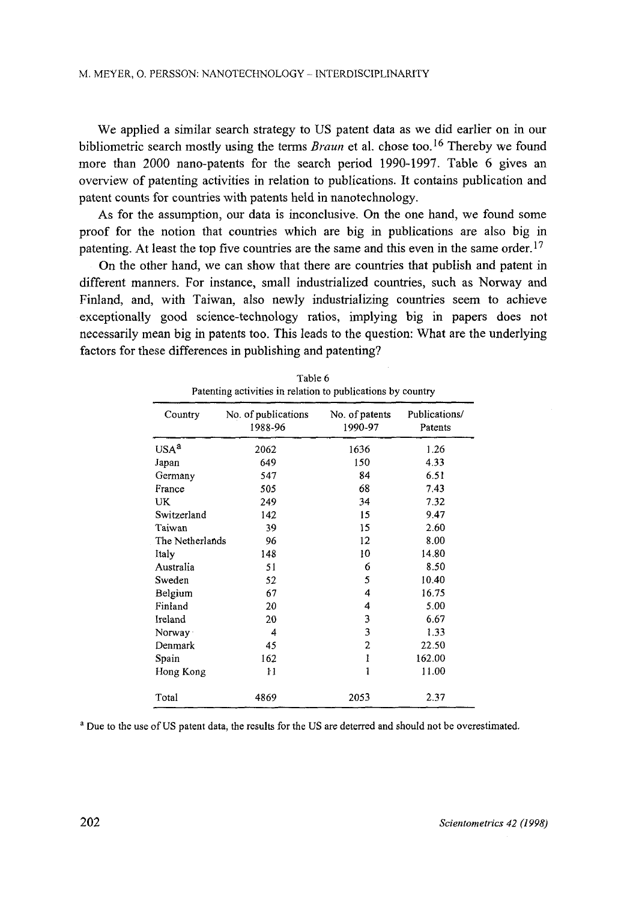We applied a similar search strategy to US patent data as we did earlier on in our bibliometric search mostly using the terms *Braun* et al. chose too.[16] Thereby we found more than 2000 nano-patents for the search period 1990-1997. Table 6 gives an overview of patenting activities in relation to publications. It contains publication and patent counts for countries with patents held in nanotechnology.

As for the assumption, our data is inconclusive. On the one hand, we found some proof for the notion that countries which are big in publications are also big in patenting. At least the top five countries are the same and this even in the same order.[17]

On the other hand, we can show that there are countries that publish and patent in different manners. For instance, small industrialized countries, such as Norway and Finland, and, with Taiwan, also newly industrializing countries seem to achieve exceptionally good science-technology ratios, implying big in papers does not necessarily mean big in patents too. This leads to the question: What are the underlying factors for these differences in publishing and patenting?

Table 6
Patenting activities in relation to publications by country

| Country | No. of publications 1988-96 | No. of patents 1990-97 | Publications/ Patents |
|---|---|---|---|
| USA[a] | 2062 | 1636 | 1.26 |
| Japan | 649 | 150 | 4.33 |
| Germany | 547 | 84 | 6.51 |
| France | 505 | 68 | 7.43 |
| UK | 249 | 34 | 7.32 |
| Switzerland | 142 | 15 | 9.47 |
| Taiwan | 39 | 15 | 2.60 |
| The Netherlands | 96 | 12 | 8.00 |
| Italy | 148 | 10 | 14.80 |
| Australia | 51 | 6 | 8.50 |
| Sweden | 52 | 5 | 10.40 |
| Belgium | 67 | 4 | 16.75 |
| Finland | 20 | 4 | 5.00 |
| Ireland | 20 | 3 | 6.67 |
| Norway | 4 | 3 | 1.33 |
| Denmark | 45 | 2 | 22.50 |
| Spain | 162 | 1 | 162.00 |
| Hong Kong | 11 | 1 | 11.00 |
| Total | 4869 | 2053 | 2.37 |

[a] Due to the use of US patent data, the results for the US are deterred and should not be overestimated.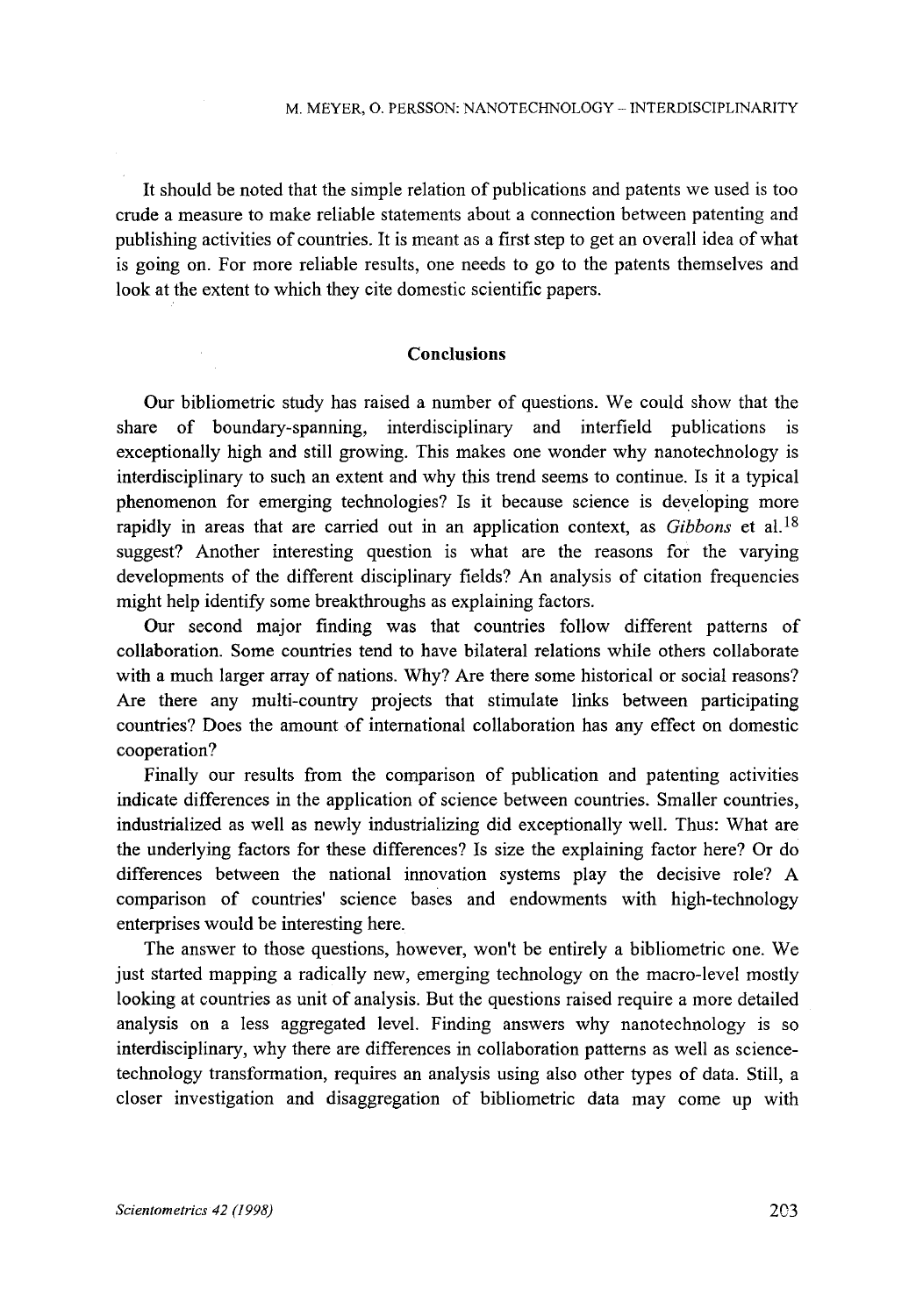It should be noted that the simple relation of publications and patents we used is too crude a measure to make reliable statements about a connection between patenting and publishing activities of countries. It is meant as a first step to get an overall idea of what is going on. For more reliable results, one needs to go to the patents themselves and look at the extent to which they cite domestic scientific papers.

## Conclusions

Our bibliometric study has raised a number of questions. We could show that the share of boundary-spanning, interdisciplinary and interfield publications is exceptionally high and still growing. This makes one wonder why nanotechnology is interdisciplinary to such an extent and why this trend seems to continue. Is it a typical phenomenon for emerging technologies? Is it because science is developing more rapidly in areas that are carried out in an application context, as *Gibbons* et al.[18] suggest? Another interesting question is what are the reasons for the varying developments of the different disciplinary fields? An analysis of citation frequencies might help identify some breakthroughs as explaining factors.

Our second major finding was that countries follow different patterns of collaboration. Some countries tend to have bilateral relations while others collaborate with a much larger array of nations. Why? Are there some historical or social reasons? Are there any multi-country projects that stimulate links between participating countries? Does the amount of international collaboration has any effect on domestic cooperation?

Finally our results from the comparison of publication and patenting activities indicate differences in the application of science between countries. Smaller countries, industrialized as well as newly industrializing did exceptionally well. Thus: What are the underlying factors for these differences? Is size the explaining factor here? Or do differences between the national innovation systems play the decisive role? A comparison of countries' science bases and endowments with high-technology enterprises would be interesting here.

The answer to those questions, however, won't be entirely a bibliometric one. We just started mapping a radically new, emerging technology on the macro-level mostly looking at countries as unit of analysis. But the questions raised require a more detailed analysis on a less aggregated level. Finding answers why nanotechnology is so interdisciplinary, why there are differences in collaboration patterns as well as science-technology transformation, requires an analysis using also other types of data. Still, a closer investigation and disaggregation of bibliometric data may come up with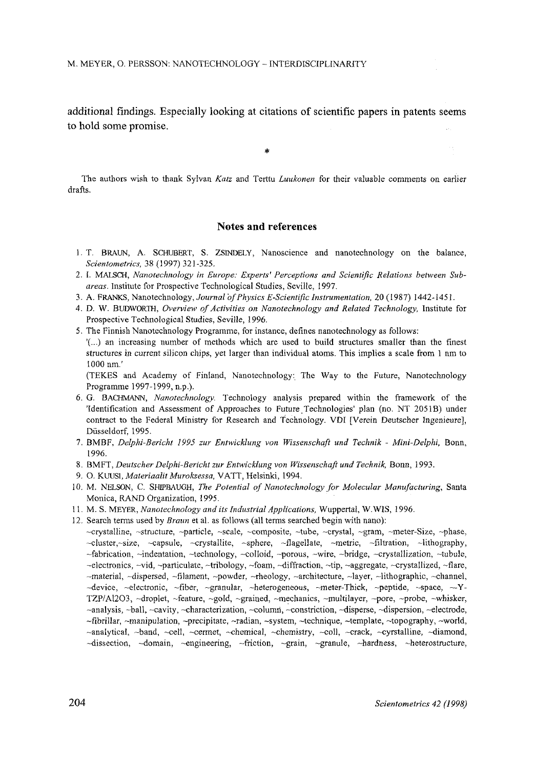additional findings. Especially looking at citations of scientific papers in patents seems to hold some promise.

\*

The authors wish to thank Sylvan *Katz* and Terttu *Luukonen* for their valuable comments on earlier drafts.

## Notes and references

1. T. BRAUN, A. SCHUBERT, S. ZSINDELY, Nanoscience and nanotechnology on the balance, *Scientometrics*, 38 (1997) 321-325.
2. I. MALSCH, *Nanotechnology in Europe: Experts' Perceptions and Scientific Relations between Subareas*. Institute for Prospective Technological Studies, Seville, 1997.
3. A. FRANKS, Nanotechnology, *Journal of Physics E-Scientific Instrumentation*, 20 (1987) 1442-1451.
4. D. W. BUDWORTH, *Overview of Activities on Nanotechnology and Related Technology*, Institute for Prospective Technological Studies, Seville, 1996.
5. The Finnish Nanotechnology Programme, for instance, defines nanotechnology as follows: '(...) an increasing number of methods which are used to build structures smaller than the finest structures in current silicon chips, yet larger than individual atoms. This implies a scale from 1 nm to 1000 nm.'
   (TEKES and Academy of Finland, Nanotechnology: The Way to the Future, Nanotechnology Programme 1997-1999, n.p.).
6. G. BACHMANN, *Nanotechnology*. Technology analysis prepared within the framework of the 'Identification and Assessment of Approaches to Future Technologies' plan (no. NT 2051B) under contract to the Federal Ministry for Research and Technology. VDI [Verein Deutscher Ingenieure], Düsseldorf, 1995.
7. BMBF, *Delphi-Bericht 1995 zur Entwicklung von Wissenschaft und Technik - Mini-Delphi*, Bonn, 1996.
8. BMFT, *Deutscher Delphi-Bericht zur Entwicklung von Wissenschaft und Technik*, Bonn, 1993.
9. O. KUUSI, *Materiaalit Murroksessa*, VATT, Helsinki, 1994.
10. M. NELSON, C. SHIPBAUGH, *The Potential of Nanotechnology for Molecular Manufacturing*, Santa Monica, RAND Organization, 1995.
11. M. S. MEYER, *Nanotechnology and its Industrial Applications*, Wuppertal, W.WIS, 1996.
12. Search terms used by *Braun* et al. as follows (all terms searched begin with nano):
   ~crystalline, ~structure, ~particle, ~scale, ~composite, ~tube, ~crystal, ~gram, ~meter-Size, ~phase, ~cluster,~size, ~capsule, ~crystallite, ~sphere, ~flagellate, ~metric, ~filtration, ~lithography, ~fabrication, ~indentation, ~technology, ~colloid, ~porous, ~wire, ~bridge, ~crystallization, ~tubule, ~electronics, ~vid, ~particulate, ~tribology, ~foam, ~diffraction, ~tip, ~aggregate, ~crystallized, ~flare, ~material, ~dispersed, ~filament, ~powder, ~rheology, ~architecture, ~layer, ~lithographic, ~channel, ~device, ~electronic, ~fiber, ~granular, ~heterogeneous, ~meter-Thick, ~peptide, ~space, ~-Y-TZP/Al2O3, ~droplet, ~feature, ~gold, ~grained, ~mechanics, ~multilayer, ~pore, ~probe, ~whisker, ~analysis, ~ball, ~cavity, ~characterization, ~column, ~constriction, ~disperse, ~dispersion, ~electrode, ~fibrillar, ~manipulation, ~precipitate, ~radian, ~system, ~technique, ~template, ~topography, ~world, ~analytical, ~band, ~cell, ~cermet, ~chemical, ~chemistry, ~coll, ~crack, ~cyrstalline, ~diamond, ~dissection, ~domain, ~engineering, ~friction, ~grain, ~granule, ~hardness, ~heterostructure,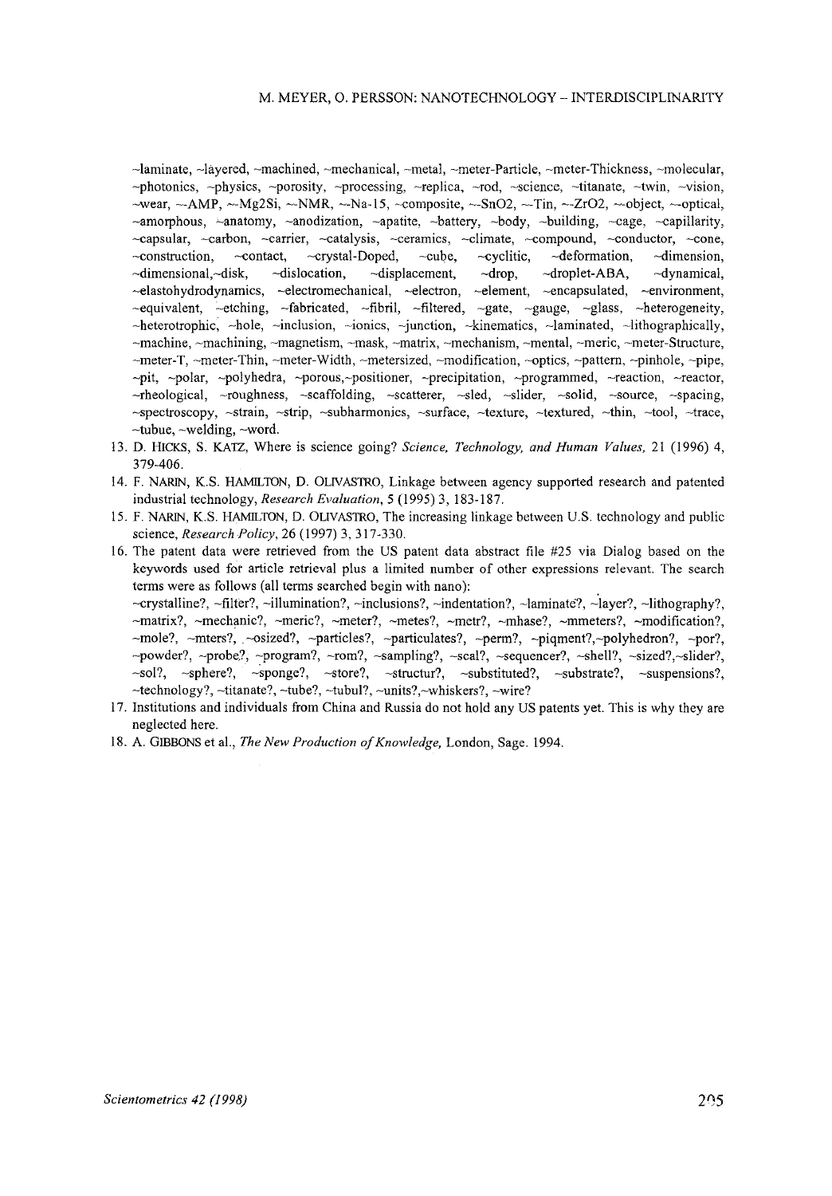~laminate, ~layered, ~machined, ~mechanical, ~metal, ~meter-Particle, ~meter-Thickness, ~molecular, ~photonics, ~physics, ~porosity, ~processing, ~replica, ~rod, ~science, ~titanate, ~twin, ~vision, ~wear, ~-AMP, ~-Mg2Si, ~-NMR, ~-Na-15, ~composite, ~-SnO2, ~-Tin, ~-ZrO2, ~-object, ~-optical, ~amorphous, ~anatomy, ~anodization, ~apatite, ~battery, ~body, ~building, ~cage, ~capillarity, ~capsular, ~carbon, ~carrier, ~catalysis, ~ceramics, ~climate, ~compound, ~conductor, ~cone, ~construction, ~contact, ~crystal-Doped, ~cube, ~cyclitic, ~deformation, ~dimension, ~dimensional,~disk, ~dislocation, ~displacement, ~drop, ~droplet-ABA, ~dynamical, ~elastohydrodynamics, ~electromechanical, ~electron, ~element, ~encapsulated, ~environment, ~equivalent, ~etching, ~fabricated, ~fibril, ~filtered, ~gate, ~gauge, ~glass, ~heterogeneity, ~heterotrophic, ~hole, ~inclusion, ~ionics, ~junction, ~kinematics, ~laminated, ~lithographically, ~machine, ~machining, ~magnetism, ~mask, ~matrix, ~mechanism, ~mental, ~meric, ~meter-Structure, ~meter-T, ~meter-Thin, ~meter-Width, ~metersized, ~modification, ~optics, ~pattern, ~pinhole, ~pipe, ~pit, ~polar, ~polyhedra, ~porous,~positioner, ~precipitation, ~programmed, ~reaction, ~reactor, ~rheological, ~roughness, ~scaffolding, ~scatterer, ~sled, ~slider, ~solid, ~source, ~spacing, ~spectroscopy, ~strain, ~strip, ~subharmonics, ~surface, ~texture, ~textured, ~thin, ~tool, ~trace, ~tubue, ~welding, ~word.

13. D. HICKS, S. KATZ, Where is science going? *Science, Technology, and Human Values,* 21 (1996) 4, 379-406.
14. F. NARIN, K.S. HAMILTON, D. OLIVASTRO, Linkage between agency supported research and patented industrial technology, *Research Evaluation,* 5 (1995) 3, 183-187.
15. F. NARIN, K.S. HAMILTON, D. OLIVASTRO, The increasing linkage between U.S. technology and public science, *Research Policy,* 26 (1997) 3, 317-330.
16. The patent data were retrieved from the US patent data abstract file #25 via Dialog based on the keywords used for article retrieval plus a limited number of other expressions relevant. The search terms were as follows (all terms searched begin with nano):
    ~crystalline?, ~filter?, ~illumination?, ~inclusions?, ~indentation?, ~laminate?, ~layer?, ~lithography?, ~matrix?, ~mechanic?, ~meric?, ~meter?, ~metes?, ~metr?, ~mhase?, ~mmeters?, ~modification?, ~mole?, ~mters?, ~osized?, ~particles?, ~particulates?, ~perm?, ~piqment?,~polyhedron?, ~por?, ~powder?, ~probe?, ~program?, ~rom?, ~sampling?, ~scal?, ~sequencer?, ~shell?, ~sized?,~slider?, ~sol?, ~sphere?, ~sponge?, ~store?, ~structur?, ~substituted?, ~substrate?, ~suspensions?, ~technology?, ~titanate?, ~tube?, ~tubul?, ~units?,~whiskers?, ~wire?
17. Institutions and individuals from China and Russia do not hold any US patents yet. This is why they are neglected here.
18. A. GIBBONS et al., *The New Production of Knowledge,* London, Sage. 1994.